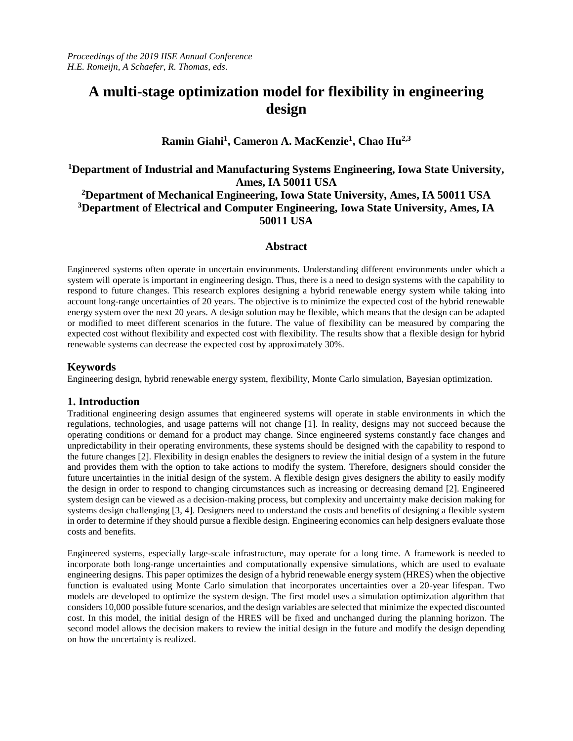*Proceedings of the 2019 IISE Annual Conference*
*H.E. Romeijn, A Schaefer, R. Thomas, eds.*

# A multi-stage optimization model for flexibility in engineering design

**Ramin Giahi[1], Cameron A. MacKenzie[1], Chao Hu[2,3]**

**[1]Department of Industrial and Manufacturing Systems Engineering, Iowa State University, Ames, IA 50011 USA**
**[2]Department of Mechanical Engineering, Iowa State University, Ames, IA 50011 USA**
**[3]Department of Electrical and Computer Engineering, Iowa State University, Ames, IA 50011 USA**

## Abstract

Engineered systems often operate in uncertain environments. Understanding different environments under which a system will operate is important in engineering design. Thus, there is a need to design systems with the capability to respond to future changes. This research explores designing a hybrid renewable energy system while taking into account long-range uncertainties of 20 years. The objective is to minimize the expected cost of the hybrid renewable energy system over the next 20 years. A design solution may be flexible, which means that the design can be adapted or modified to meet different scenarios in the future. The value of flexibility can be measured by comparing the expected cost without flexibility and expected cost with flexibility. The results show that a flexible design for hybrid renewable systems can decrease the expected cost by approximately 30%.

## Keywords

Engineering design, hybrid renewable energy system, flexibility, Monte Carlo simulation, Bayesian optimization.

## 1. Introduction

Traditional engineering design assumes that engineered systems will operate in stable environments in which the regulations, technologies, and usage patterns will not change [1]. In reality, designs may not succeed because the operating conditions or demand for a product may change. Since engineered systems constantly face changes and unpredictability in their operating environments, these systems should be designed with the capability to respond to the future changes [2]. Flexibility in design enables the designers to review the initial design of a system in the future and provides them with the option to take actions to modify the system. Therefore, designers should consider the future uncertainties in the initial design of the system. A flexible design gives designers the ability to easily modify the design in order to respond to changing circumstances such as increasing or decreasing demand [2]. Engineered system design can be viewed as a decision-making process, but complexity and uncertainty make decision making for systems design challenging [3, 4]. Designers need to understand the costs and benefits of designing a flexible system in order to determine if they should pursue a flexible design. Engineering economics can help designers evaluate those costs and benefits.

Engineered systems, especially large-scale infrastructure, may operate for a long time. A framework is needed to incorporate both long-range uncertainties and computationally expensive simulations, which are used to evaluate engineering designs. This paper optimizes the design of a hybrid renewable energy system (HRES) when the objective function is evaluated using Monte Carlo simulation that incorporates uncertainties over a 20-year lifespan. Two models are developed to optimize the system design. The first model uses a simulation optimization algorithm that considers 10,000 possible future scenarios, and the design variables are selected that minimize the expected discounted cost. In this model, the initial design of the HRES will be fixed and unchanged during the planning horizon. The second model allows the decision makers to review the initial design in the future and modify the design depending on how the uncertainty is realized.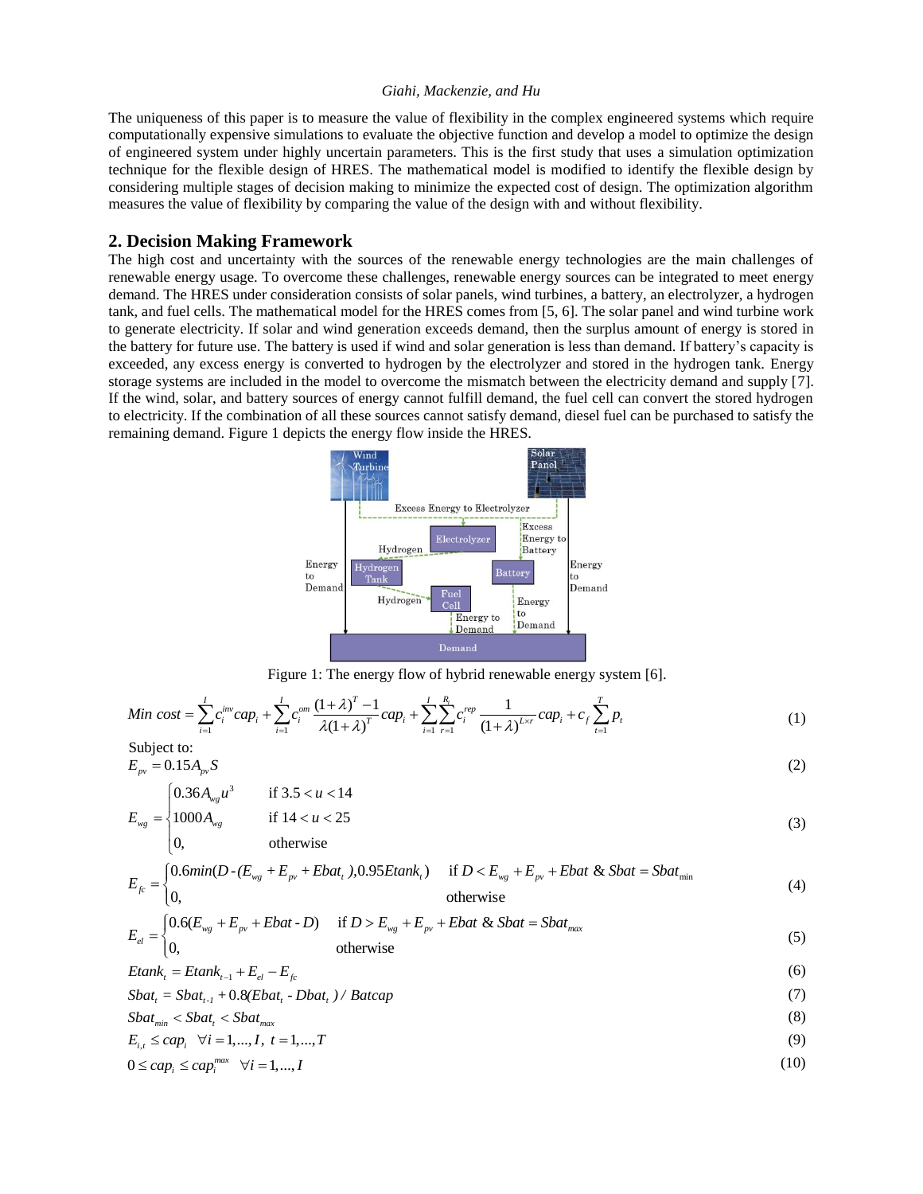The uniqueness of this paper is to measure the value of flexibility in the complex engineered systems which require computationally expensive simulations to evaluate the objective function and develop a model to optimize the design of engineered system under highly uncertain parameters. This is the first study that uses a simulation optimization technique for the flexible design of HRES. The mathematical model is modified to identify the flexible design by considering multiple stages of decision making to minimize the expected cost of design. The optimization algorithm measures the value of flexibility by comparing the value of the design with and without flexibility.

## 2. Decision Making Framework

The high cost and uncertainty with the sources of the renewable energy technologies are the main challenges of renewable energy usage. To overcome these challenges, renewable energy sources can be integrated to meet energy demand. The HRES under consideration consists of solar panels, wind turbines, a battery, an electrolyzer, a hydrogen tank, and fuel cells. The mathematical model for the HRES comes from [5, 6]. The solar panel and wind turbine work to generate electricity. If solar and wind generation exceeds demand, then the surplus amount of energy is stored in the battery for future use. The battery is used if wind and solar generation is less than demand. If battery's capacity is exceeded, any excess energy is converted to hydrogen by the electrolyzer and stored in the hydrogen tank. Energy storage systems are included in the model to overcome the mismatch between the electricity demand and supply [7]. If the wind, solar, and battery sources of energy cannot fulfill demand, the fuel cell can convert the stored hydrogen to electricity. If the combination of all these sources cannot satisfy demand, diesel fuel can be purchased to satisfy the remaining demand. Figure 1 depicts the energy flow inside the HRES.

Figure 1: The energy flow of hybrid renewable energy system [6].

$$Min\ cost = \sum_{i=1}^{I} c_i^{inv} cap_i + \sum_{i=1}^{I} c_i^{om} \frac{(1+\lambda)^T - 1}{\lambda(1+\lambda)^T} cap_i + \sum_{i=1}^{I}\sum_{r=1}^{R_i} c_i^{rep} \frac{1}{(1+\lambda)^{L\times r}} cap_i + c_f \sum_{t=1}^{T} p_t \tag{1}$$

Subject to:

$$E_{pv} = 0.15 A_{pv} S \tag{2}$$

$$E_{wg} = \begin{cases} 0.36 A_{wg} u^3 & \text{if } 3.5 < u < 14 \\ 1000 A_{wg} & \text{if } 14 < u < 25 \\ 0, & \text{otherwise} \end{cases} \tag{3}$$

$$E_{fc} = \begin{cases} 0.6 min(D - (E_{wg} + E_{pv} + Ebat_t), 0.95 Etank_t) & \text{if } D < E_{wg} + E_{pv} + Ebat \ \& \ Sbat = Sbat_{\min} \\ 0, & \text{otherwise} \end{cases} \tag{4}$$

$$E_{el} = \begin{cases} 0.6(E_{wg} + E_{pv} + Ebat - D) & \text{if } D > E_{wg} + E_{pv} + Ebat \ \& \ Sbat = Sbat_{max} \\ 0, & \text{otherwise} \end{cases} \tag{5}$$

$$Etank_t = Etank_{t-1} + E_{el} - E_{fc} \tag{6}$$

$$Sbat_t = Sbat_{t-1} + 0.8(Ebat_t - Dbat_t)/Batcap \tag{7}$$

$$Sbat_{min} < Sbat_t < Sbat_{max} \tag{8}$$

$$E_{i,t} \le cap_i \quad \forall i = 1,...,I,\ t = 1,...,T \tag{9}$$

$$0 \le cap_i \le cap_i^{max} \quad \forall i = 1,...,I \tag{10}$$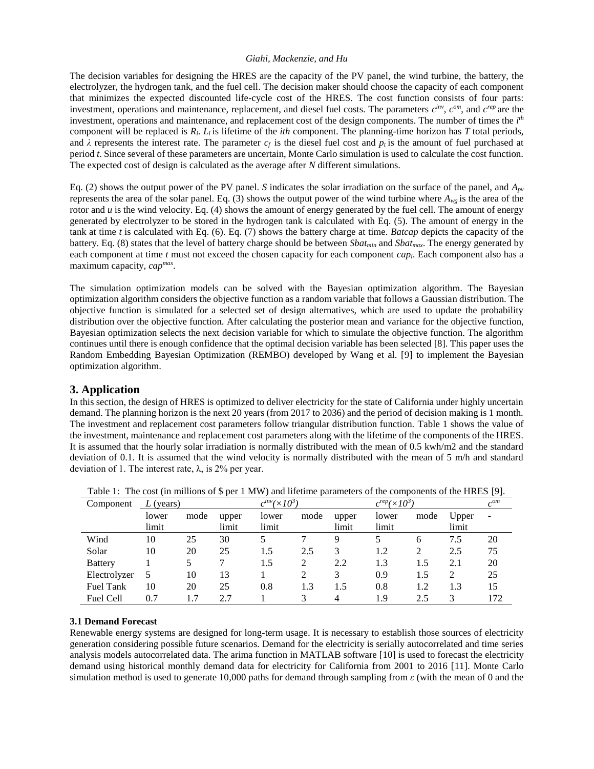The decision variables for designing the HRES are the capacity of the PV panel, the wind turbine, the battery, the electrolyzer, the hydrogen tank, and the fuel cell. The decision maker should choose the capacity of each component that minimizes the expected discounted life-cycle cost of the HRES. The cost function consists of four parts: investment, operations and maintenance, replacement, and diesel fuel costs. The parameters $c^{inv}$, $c^{om}$, and $c^{rep}$ are the investment, operations and maintenance, and replacement cost of the design components. The number of times the $i^{th}$ component will be replaced is $R_i$. $L_i$ is lifetime of the *ith* component. The planning-time horizon has $T$ total periods, and $\lambda$ represents the interest rate. The parameter $c_f$ is the diesel fuel cost and $p_t$ is the amount of fuel purchased at period $t$. Since several of these parameters are uncertain, Monte Carlo simulation is used to calculate the cost function. The expected cost of design is calculated as the average after $N$ different simulations.

Eq. (2) shows the output power of the PV panel. $S$ indicates the solar irradiation on the surface of the panel, and $A_{pv}$ represents the area of the solar panel. Eq. (3) shows the output power of the wind turbine where $A_{wg}$ is the area of the rotor and $u$ is the wind velocity. Eq. (4) shows the amount of energy generated by the fuel cell. The amount of energy generated by electrolyzer to be stored in the hydrogen tank is calculated with Eq. (5). The amount of energy in the tank at time $t$ is calculated with Eq. (6). Eq. (7) shows the battery charge at time. *Batcap* depicts the capacity of the battery. Eq. (8) states that the level of battery charge should be between $Sbat_{min}$ and $Sbat_{max}$. The energy generated by each component at time $t$ must not exceed the chosen capacity for each component $cap_i$. Each component also has a maximum capacity, $cap^{max}$.

The simulation optimization models can be solved with the Bayesian optimization algorithm. The Bayesian optimization algorithm considers the objective function as a random variable that follows a Gaussian distribution. The objective function is simulated for a selected set of design alternatives, which are used to update the probability distribution over the objective function. After calculating the posterior mean and variance for the objective function, Bayesian optimization selects the next decision variable for which to simulate the objective function. The algorithm continues until there is enough confidence that the optimal decision variable has been selected [8]. This paper uses the Random Embedding Bayesian Optimization (REMBO) developed by Wang et al. [9] to implement the Bayesian optimization algorithm.

## 3. Application

In this section, the design of HRES is optimized to deliver electricity for the state of California under highly uncertain demand. The planning horizon is the next 20 years (from 2017 to 2036) and the period of decision making is 1 month. The investment and replacement cost parameters follow triangular distribution function. Table 1 shows the value of the investment, maintenance and replacement cost parameters along with the lifetime of the components of the HRES. It is assumed that the hourly solar irradiation is normally distributed with the mean of 0.5 kwh/m2 and the standard deviation of 0.1. It is assumed that the wind velocity is normally distributed with the mean of 5 m/h and standard deviation of 1. The interest rate, λ, is 2% per year.

Table 1: The cost (in millions of $ per 1 MW) and lifetime parameters of the components of the HRES [9].

| Component | $L$ (years) | | | $c^{inv}(\times 10^3)$ | | | $c^{rep}(\times 10^3)$ | | | $c^{om}$ |
|---|---|---|---|---|---|---|---|---|---|---|
| | lower limit | mode | upper limit | lower limit | mode | upper limit | lower limit | mode | Upper limit | - |
| Wind | 10 | 25 | 30 | 5 | 7 | 9 | 5 | 6 | 7.5 | 20 |
| Solar | 10 | 20 | 25 | 1.5 | 2.5 | 3 | 1.2 | 2 | 2.5 | 75 |
| Battery | 1 | 5 | 7 | 1.5 | 2 | 2.2 | 1.3 | 1.5 | 2.1 | 20 |
| Electrolyzer | 5 | 10 | 13 | 1 | 2 | 3 | 0.9 | 1.5 | 2 | 25 |
| Fuel Tank | 10 | 20 | 25 | 0.8 | 1.3 | 1.5 | 0.8 | 1.2 | 1.3 | 15 |
| Fuel Cell | 0.7 | 1.7 | 2.7 | 1 | 3 | 4 | 1.9 | 2.5 | 3 | 172 |

### 3.1 Demand Forecast

Renewable energy systems are designed for long-term usage. It is necessary to establish those sources of electricity generation considering possible future scenarios. Demand for the electricity is serially autocorrelated and time series analysis models autocorrelated data. The arima function in MATLAB software [10] is used to forecast the electricity demand using historical monthly demand data for electricity for California from 2001 to 2016 [11]. Monte Carlo simulation method is used to generate 10,000 paths for demand through sampling from $\varepsilon$ (with the mean of 0 and the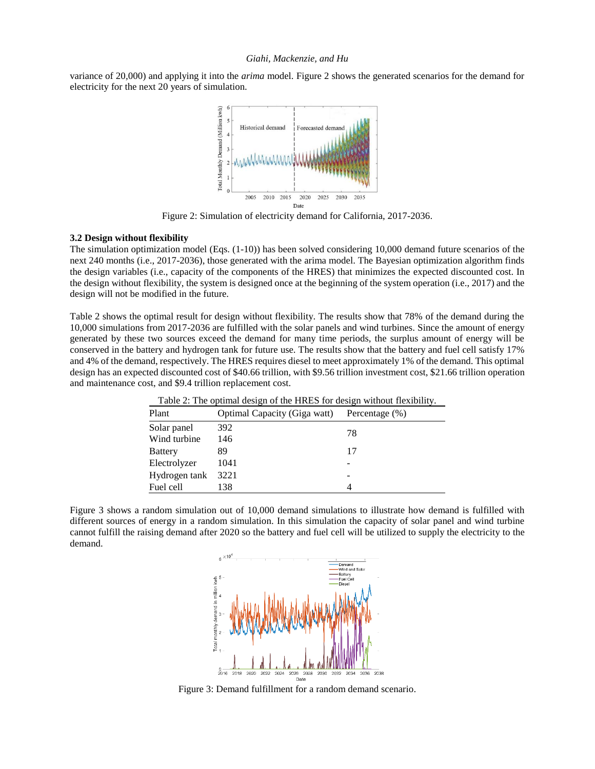variance of 20,000) and applying it into the *arima* model. Figure 2 shows the generated scenarios for the demand for electricity for the next 20 years of simulation.

Figure 2: Simulation of electricity demand for California, 2017-2036.

### 3.2 Design without flexibility

The simulation optimization model (Eqs. (1-10)) has been solved considering 10,000 demand future scenarios of the next 240 months (i.e., 2017-2036), those generated with the arima model. The Bayesian optimization algorithm finds the design variables (i.e., capacity of the components of the HRES) that minimizes the expected discounted cost. In the design without flexibility, the system is designed once at the beginning of the system operation (i.e., 2017) and the design will not be modified in the future.

Table 2 shows the optimal result for design without flexibility. The results show that 78% of the demand during the 10,000 simulations from 2017-2036 are fulfilled with the solar panels and wind turbines. Since the amount of energy generated by these two sources exceed the demand for many time periods, the surplus amount of energy will be conserved in the battery and hydrogen tank for future use. The results show that the battery and fuel cell satisfy 17% and 4% of the demand, respectively. The HRES requires diesel to meet approximately 1% of the demand. This optimal design has an expected discounted cost of \$40.66 trillion, with \$9.56 trillion investment cost, \$21.66 trillion operation and maintenance cost, and \$9.4 trillion replacement cost.

Table 2: The optimal design of the HRES for design without flexibility.

| Plant | Optimal Capacity (Giga watt) | Percentage (%) |
|---|---|---|
| Solar panel | 392 | 78 |
| Wind turbine | 146 | |
| Battery | 89 | 17 |
| Electrolyzer | 1041 | - |
| Hydrogen tank | 3221 | - |
| Fuel cell | 138 | 4 |

Figure 3 shows a random simulation out of 10,000 demand simulations to illustrate how demand is fulfilled with different sources of energy in a random simulation. In this simulation the capacity of solar panel and wind turbine cannot fulfill the raising demand after 2020 so the battery and fuel cell will be utilized to supply the electricity to the demand.

Figure 3: Demand fulfillment for a random demand scenario.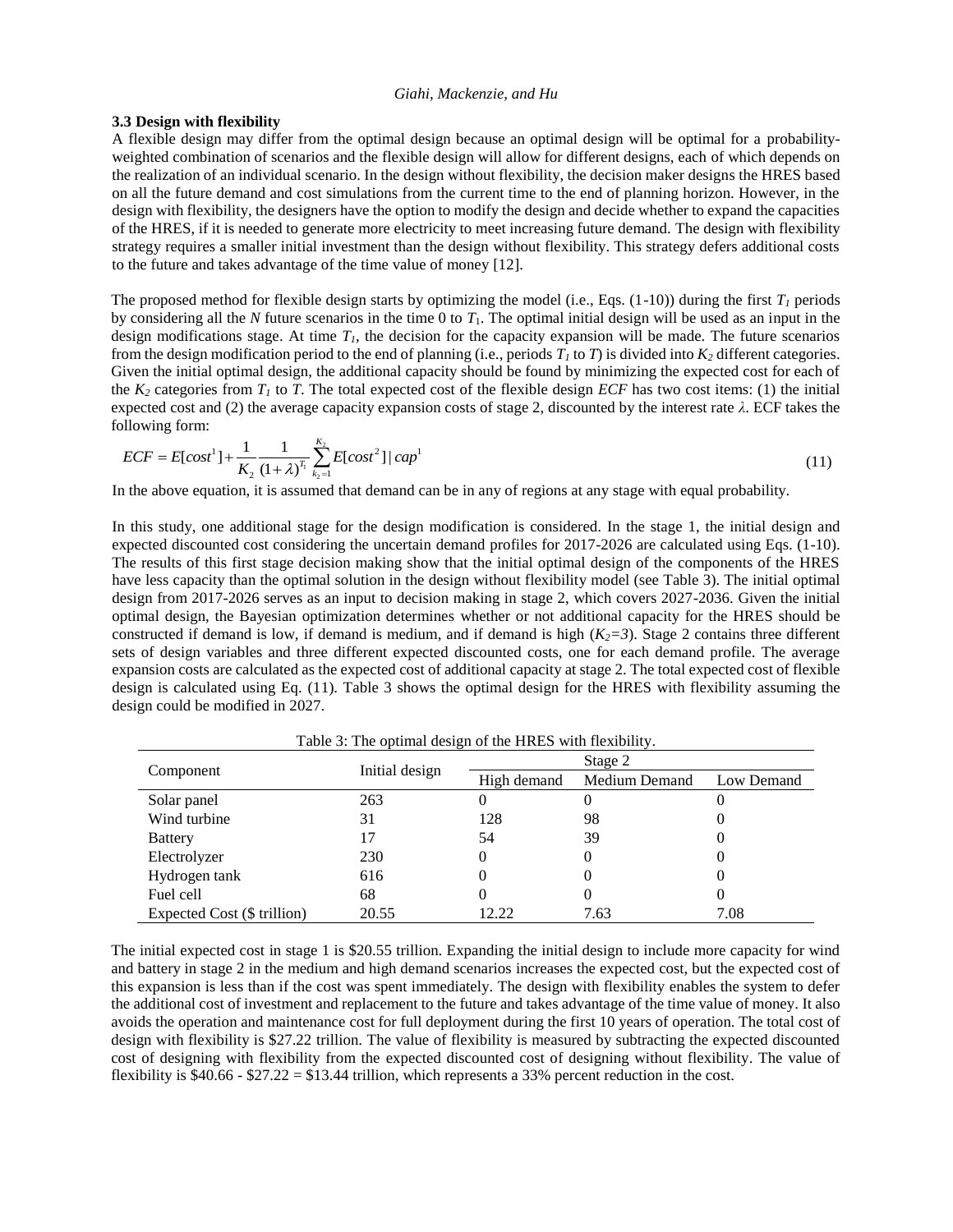### 3.3 Design with flexibility

A flexible design may differ from the optimal design because an optimal design will be optimal for a probability-weighted combination of scenarios and the flexible design will allow for different designs, each of which depends on the realization of an individual scenario. In the design without flexibility, the decision maker designs the HRES based on all the future demand and cost simulations from the current time to the end of planning horizon. However, in the design with flexibility, the designers have the option to modify the design and decide whether to expand the capacities of the HRES, if it is needed to generate more electricity to meet increasing future demand. The design with flexibility strategy requires a smaller initial investment than the design without flexibility. This strategy defers additional costs to the future and takes advantage of the time value of money [12].

The proposed method for flexible design starts by optimizing the model (i.e., Eqs. (1-10)) during the first $T_1$ periods by considering all the $N$ future scenarios in the time 0 to $T_1$. The optimal initial design will be used as an input in the design modifications stage. At time $T_1$, the decision for the capacity expansion will be made. The future scenarios from the design modification period to the end of planning (i.e., periods $T_1$ to $T$) is divided into $K_2$ different categories. Given the initial optimal design, the additional capacity should be found by minimizing the expected cost for each of the $K_2$ categories from $T_1$ to $T$. The total expected cost of the flexible design $ECF$ has two cost items: (1) the initial expected cost and (2) the average capacity expansion costs of stage 2, discounted by the interest rate $\lambda$. ECF takes the following form:

$$ECF = E[cost^1] + \frac{1}{K_2}\frac{1}{(1+\lambda)^{T_1}}\sum_{k_2=1}^{K_2} E[cost^2] \,|\, cap^1 \tag{11}$$

In the above equation, it is assumed that demand can be in any of regions at any stage with equal probability.

In this study, one additional stage for the design modification is considered. In the stage 1, the initial design and expected discounted cost considering the uncertain demand profiles for 2017-2026 are calculated using Eqs. (1-10). The results of this first stage decision making show that the initial optimal design of the components of the HRES have less capacity than the optimal solution in the design without flexibility model (see Table 3). The initial optimal design from 2017-2026 serves as an input to decision making in stage 2, which covers 2027-2036. Given the initial optimal design, the Bayesian optimization determines whether or not additional capacity for the HRES should be constructed if demand is low, if demand is medium, and if demand is high ($K_2=3$). Stage 2 contains three different sets of design variables and three different expected discounted costs, one for each demand profile. The average expansion costs are calculated as the expected cost of additional capacity at stage 2. The total expected cost of flexible design is calculated using Eq. (11). Table 3 shows the optimal design for the HRES with flexibility assuming the design could be modified in 2027.

Table 3: The optimal design of the HRES with flexibility.

| Component | Initial design | Stage 2 | | |
|---|---|---|---|---|
| | | High demand | Medium Demand | Low Demand |
| Solar panel | 263 | 0 | 0 | 0 |
| Wind turbine | 31 | 128 | 98 | 0 |
| Battery | 17 | 54 | 39 | 0 |
| Electrolyzer | 230 | 0 | 0 | 0 |
| Hydrogen tank | 616 | 0 | 0 | 0 |
| Fuel cell | 68 | 0 | 0 | 0 |
| Expected Cost ($ trillion) | 20.55 | 12.22 | 7.63 | 7.08 |

The initial expected cost in stage 1 is $20.55 trillion. Expanding the initial design to include more capacity for wind and battery in stage 2 in the medium and high demand scenarios increases the expected cost, but the expected cost of this expansion is less than if the cost was spent immediately. The design with flexibility enables the system to defer the additional cost of investment and replacement to the future and takes advantage of the time value of money. It also avoids the operation and maintenance cost for full deployment during the first 10 years of operation. The total cost of design with flexibility is $27.22 trillion. The value of flexibility is measured by subtracting the expected discounted cost of designing with flexibility from the expected discounted cost of designing without flexibility. The value of flexibility is $40.66 - $27.22 = $13.44 trillion, which represents a 33% percent reduction in the cost.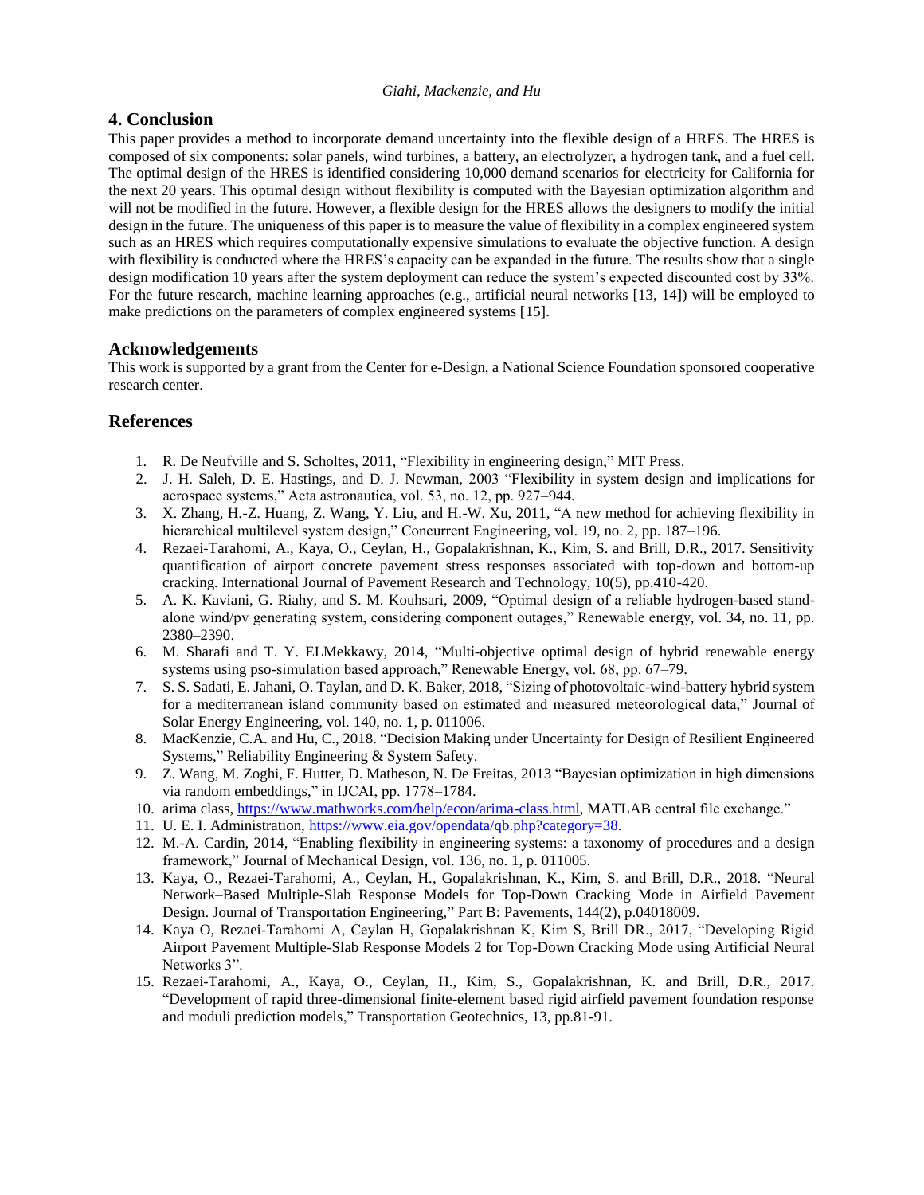## 4. Conclusion

This paper provides a method to incorporate demand uncertainty into the flexible design of a HRES. The HRES is composed of six components: solar panels, wind turbines, a battery, an electrolyzer, a hydrogen tank, and a fuel cell. The optimal design of the HRES is identified considering 10,000 demand scenarios for electricity for California for the next 20 years. This optimal design without flexibility is computed with the Bayesian optimization algorithm and will not be modified in the future. However, a flexible design for the HRES allows the designers to modify the initial design in the future. The uniqueness of this paper is to measure the value of flexibility in a complex engineered system such as an HRES which requires computationally expensive simulations to evaluate the objective function. A design with flexibility is conducted where the HRES's capacity can be expanded in the future. The results show that a single design modification 10 years after the system deployment can reduce the system's expected discounted cost by 33%. For the future research, machine learning approaches (e.g., artificial neural networks [13, 14]) will be employed to make predictions on the parameters of complex engineered systems [15].

## Acknowledgements

This work is supported by a grant from the Center for e-Design, a National Science Foundation sponsored cooperative research center.

## References

1. R. De Neufville and S. Scholtes, 2011, "Flexibility in engineering design," MIT Press.
2. J. H. Saleh, D. E. Hastings, and D. J. Newman, 2003 "Flexibility in system design and implications for aerospace systems," Acta astronautica, vol. 53, no. 12, pp. 927–944.
3. X. Zhang, H.-Z. Huang, Z. Wang, Y. Liu, and H.-W. Xu, 2011, "A new method for achieving flexibility in hierarchical multilevel system design," Concurrent Engineering, vol. 19, no. 2, pp. 187–196.
4. Rezaei-Tarahomi, A., Kaya, O., Ceylan, H., Gopalakrishnan, K., Kim, S. and Brill, D.R., 2017. Sensitivity quantification of airport concrete pavement stress responses associated with top-down and bottom-up cracking. International Journal of Pavement Research and Technology, 10(5), pp.410-420.
5. A. K. Kaviani, G. Riahy, and S. M. Kouhsari, 2009, "Optimal design of a reliable hydrogen-based stand-alone wind/pv generating system, considering component outages," Renewable energy, vol. 34, no. 11, pp. 2380–2390.
6. M. Sharafi and T. Y. ELMekkawy, 2014, "Multi-objective optimal design of hybrid renewable energy systems using pso-simulation based approach," Renewable Energy, vol. 68, pp. 67–79.
7. S. S. Sadati, E. Jahani, O. Taylan, and D. K. Baker, 2018, "Sizing of photovoltaic-wind-battery hybrid system for a mediterranean island community based on estimated and measured meteorological data," Journal of Solar Energy Engineering, vol. 140, no. 1, p. 011006.
8. MacKenzie, C.A. and Hu, C., 2018. "Decision Making under Uncertainty for Design of Resilient Engineered Systems," Reliability Engineering & System Safety.
9. Z. Wang, M. Zoghi, F. Hutter, D. Matheson, N. De Freitas, 2013 "Bayesian optimization in high dimensions via random embeddings," in IJCAI, pp. 1778–1784.
10. arima class, https://www.mathworks.com/help/econ/arima-class.html, MATLAB central file exchange."
11. U. E. I. Administration, https://www.eia.gov/opendata/qb.php?category=38.
12. M.-A. Cardin, 2014, "Enabling flexibility in engineering systems: a taxonomy of procedures and a design framework," Journal of Mechanical Design, vol. 136, no. 1, p. 011005.
13. Kaya, O., Rezaei-Tarahomi, A., Ceylan, H., Gopalakrishnan, K., Kim, S. and Brill, D.R., 2018. "Neural Network–Based Multiple-Slab Response Models for Top-Down Cracking Mode in Airfield Pavement Design. Journal of Transportation Engineering," Part B: Pavements, 144(2), p.04018009.
14. Kaya O, Rezaei-Tarahomi A, Ceylan H, Gopalakrishnan K, Kim S, Brill DR., 2017, "Developing Rigid Airport Pavement Multiple-Slab Response Models 2 for Top-Down Cracking Mode using Artificial Neural Networks 3".
15. Rezaei-Tarahomi, A., Kaya, O., Ceylan, H., Kim, S., Gopalakrishnan, K. and Brill, D.R., 2017. "Development of rapid three-dimensional finite-element based rigid airfield pavement foundation response and moduli prediction models," Transportation Geotechnics, 13, pp.81-91.